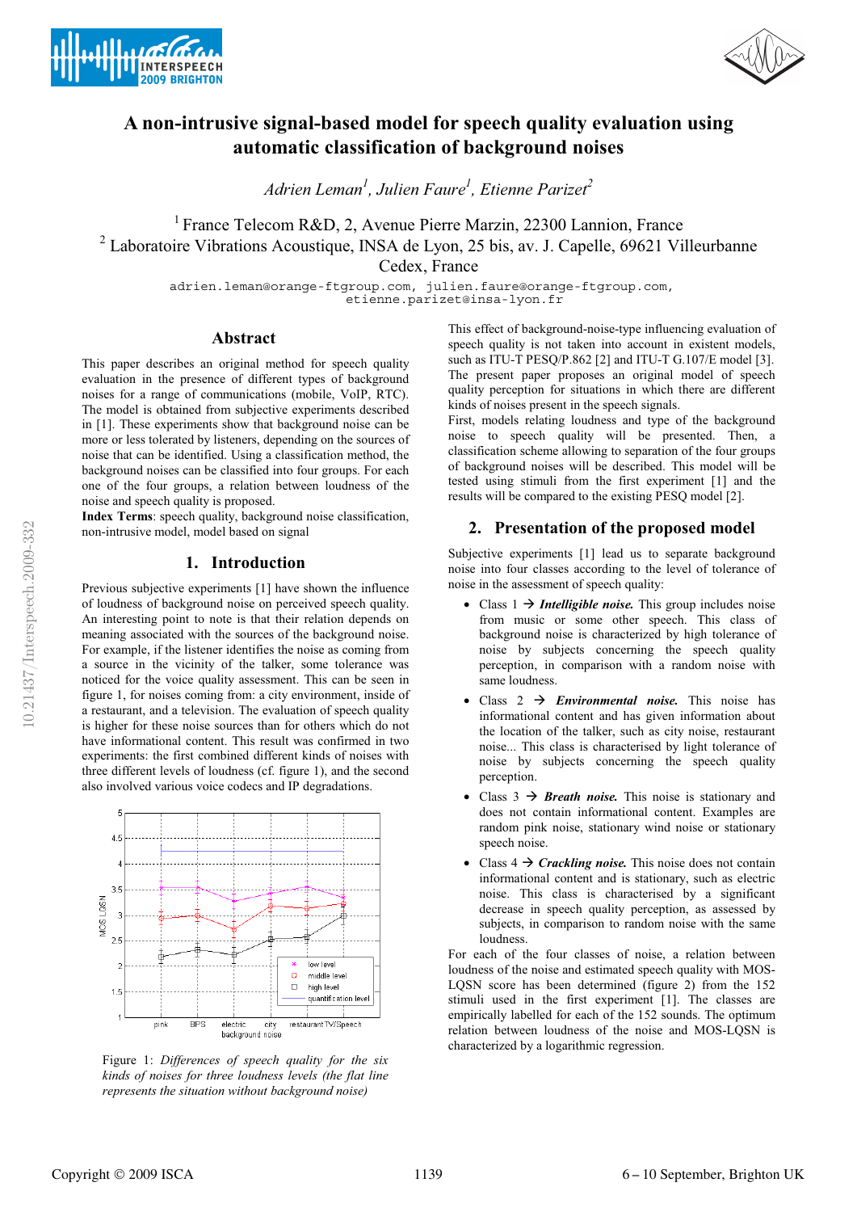# A non-intrusive signal-based model for speech quality evaluation using automatic classification of background noises

*Adrien Leman[1], Julien Faure[1], Etienne Parizet[2]*

[1] France Telecom R&D, 2, Avenue Pierre Marzin, 22300 Lannion, France
[2] Laboratoire Vibrations Acoustique, INSA de Lyon, 25 bis, av. J. Capelle, 69621 Villeurbanne Cedex, France

adrien.leman@orange-ftgroup.com, julien.faure@orange-ftgroup.com, etienne.parizet@insa-lyon.fr

## Abstract

This paper describes an original method for speech quality evaluation in the presence of different types of background noises for a range of communications (mobile, VoIP, RTC). The model is obtained from subjective experiments described in [1]. These experiments show that background noise can be more or less tolerated by listeners, depending on the sources of noise that can be identified. Using a classification method, the background noises can be classified into four groups. For each one of the four groups, a relation between loudness of the noise and speech quality is proposed.

**Index Terms**: speech quality, background noise classification, non-intrusive model, model based on signal

## 1. Introduction

Previous subjective experiments [1] have shown the influence of loudness of background noise on perceived speech quality. An interesting point to note is that their relation depends on meaning associated with the sources of the background noise. For example, if the listener identifies the noise as coming from a source in the vicinity of the talker, some tolerance was noticed for the voice quality assessment. This can be seen in figure 1, for noises coming from: a city environment, inside of a restaurant, and a television. The evaluation of speech quality is higher for these noise sources than for others which do not have informational content. This result was confirmed in two experiments: the first combined different kinds of noises with three different levels of loudness (cf. figure 1), and the second also involved various voice codecs and IP degradations.

Figure 1: *Differences of speech quality for the six kinds of noises for three loudness levels (the flat line represents the situation without background noise)*

This effect of background-noise-type influencing evaluation of speech quality is not taken into account in existent models, such as ITU-T PESQ/P.862 [2] and ITU-T G.107/E model [3]. The present paper proposes an original model of speech quality perception for situations in which there are different kinds of noises present in the speech signals.

First, models relating loudness and type of the background noise to speech quality will be presented. Then, a classification scheme allowing to separation of the four groups of background noises will be described. This model will be tested using stimuli from the first experiment [1] and the results will be compared to the existing PESQ model [2].

## 2. Presentation of the proposed model

Subjective experiments [1] lead us to separate background noise into four classes according to the level of tolerance of noise in the assessment of speech quality:

- Class 1 → ***Intelligible noise.*** This group includes noise from music or some other speech. This class of background noise is characterized by high tolerance of noise by subjects concerning the speech quality perception, in comparison with a random noise with same loudness.
- Class 2 → ***Environmental noise.*** This noise has informational content and has given information about the location of the talker, such as city noise, restaurant noise... This class is characterised by light tolerance of noise by subjects concerning the speech quality perception.
- Class 3 → ***Breath noise.*** This noise is stationary and does not contain informational content. Examples are random pink noise, stationary wind noise or stationary speech noise.
- Class 4 → ***Crackling noise.*** This noise does not contain informational content and is stationary, such as electric noise. This class is characterised by a significant decrease in speech quality perception, as assessed by subjects, in comparison to random noise with the same loudness.

For each of the four classes of noise, a relation between loudness of the noise and estimated speech quality with MOS-LQSN score has been determined (figure 2) from the 152 stimuli used in the first experiment [1]. The classes are empirically labelled for each of the 152 sounds. The optimum relation between loudness of the noise and MOS-LQSN is characterized by a logarithmic regression.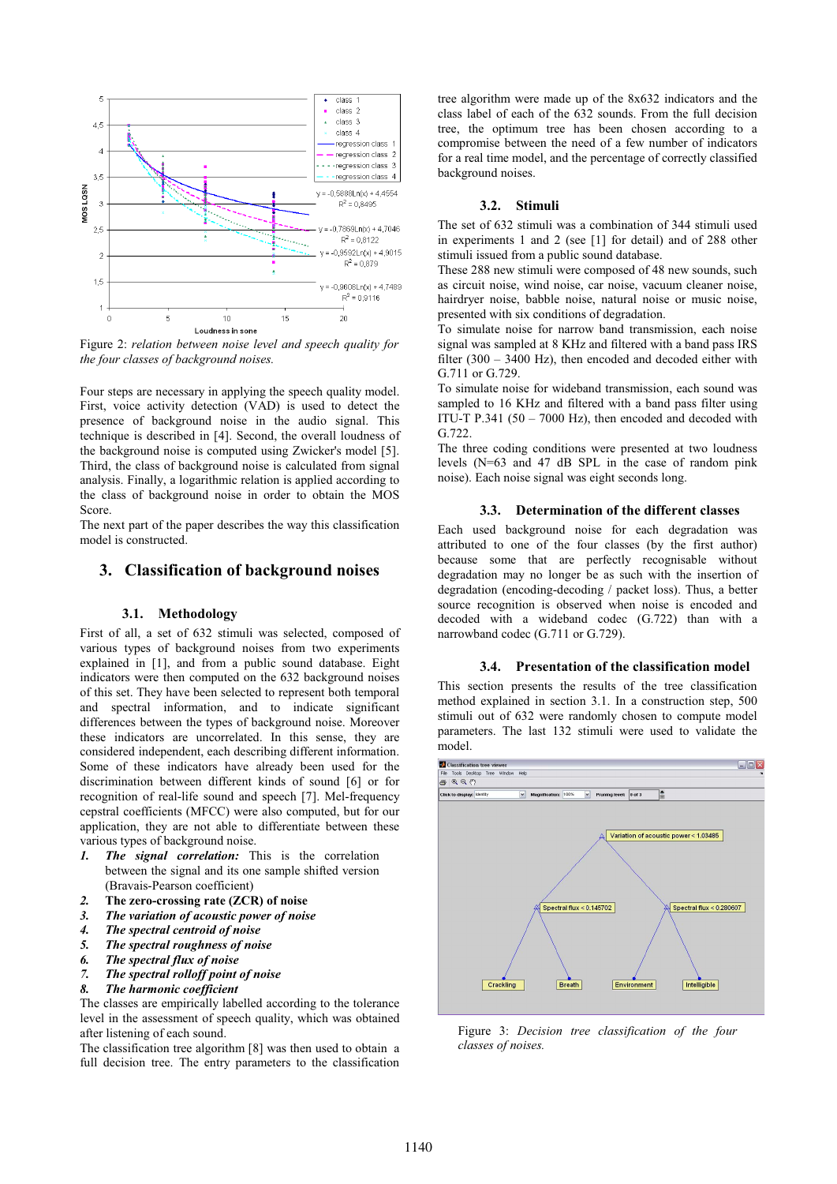Figure 2: *relation between noise level and speech quality for the four classes of background noises.*

Four steps are necessary in applying the speech quality model. First, voice activity detection (VAD) is used to detect the presence of background noise in the audio signal. This technique is described in [4]. Second, the overall loudness of the background noise is computed using Zwicker's model [5]. Third, the class of background noise is calculated from signal analysis. Finally, a logarithmic relation is applied according to the class of background noise in order to obtain the MOS Score.

The next part of the paper describes the way this classification model is constructed.

## 3. Classification of background noises

### 3.1. Methodology

First of all, a set of 632 stimuli was selected, composed of various types of background noises from two experiments explained in [1], and from a public sound database. Eight indicators were then computed on the 632 background noises of this set. They have been selected to represent both temporal and spectral information, and to indicate significant differences between the types of background noise. Moreover these indicators are uncorrelated. In this sense, they are considered independent, each describing different information. Some of these indicators have already been used for the discrimination between different kinds of sound [6] or for recognition of real-life sound and speech [7]. Mel-frequency cepstral coefficients (MFCC) were also computed, but for our application, they are not able to differentiate between these various types of background noise.

1. ***The signal correlation:*** This is the correlation between the signal and its one sample shifted version (Bravais-Pearson coefficient)
2. **The zero-crossing rate (ZCR) of noise**
3. ***The variation of acoustic power of noise***
4. ***The spectral centroid of noise***
5. ***The spectral roughness of noise***
6. ***The spectral flux of noise***
7. ***The spectral rolloff point of noise***
8. ***The harmonic coefficient***

The classes are empirically labelled according to the tolerance level in the assessment of speech quality, which was obtained after listening of each sound.

The classification tree algorithm [8] was then used to obtain a full decision tree. The entry parameters to the classification tree algorithm were made up of the 8x632 indicators and the class label of each of the 632 sounds. From the full decision tree, the optimum tree has been chosen according to a compromise between the need of a few number of indicators for a real time model, and the percentage of correctly classified background noises.

### 3.2. Stimuli

The set of 632 stimuli was a combination of 344 stimuli used in experiments 1 and 2 (see [1] for detail) and of 288 other stimuli issued from a public sound database.

These 288 new stimuli were composed of 48 new sounds, such as circuit noise, wind noise, car noise, vacuum cleaner noise, hairdryer noise, babble noise, natural noise or music noise, presented with six conditions of degradation.

To simulate noise for narrow band transmission, each noise signal was sampled at 8 KHz and filtered with a band pass IRS filter (300 – 3400 Hz), then encoded and decoded either with G.711 or G.729.

To simulate noise for wideband transmission, each sound was sampled to 16 KHz and filtered with a band pass filter using ITU-T P.341 (50 – 7000 Hz), then encoded and decoded with G.722.

The three coding conditions were presented at two loudness levels (N=63 and 47 dB SPL in the case of random pink noise). Each noise signal was eight seconds long.

### 3.3. Determination of the different classes

Each used background noise for each degradation was attributed to one of the four classes (by the first author) because some that are perfectly recognisable without degradation may no longer be as such with the insertion of degradation (encoding-decoding / packet loss). Thus, a better source recognition is observed when noise is encoded and decoded with a wideband codec (G.722) than with a narrowband codec (G.711 or G.729).

### 3.4. Presentation of the classification model

This section presents the results of the tree classification method explained in section 3.1. In a construction step, 500 stimuli out of 632 were randomly chosen to compute model parameters. The last 132 stimuli were used to validate the model.

Figure 3: *Decision tree classification of the four classes of noises.*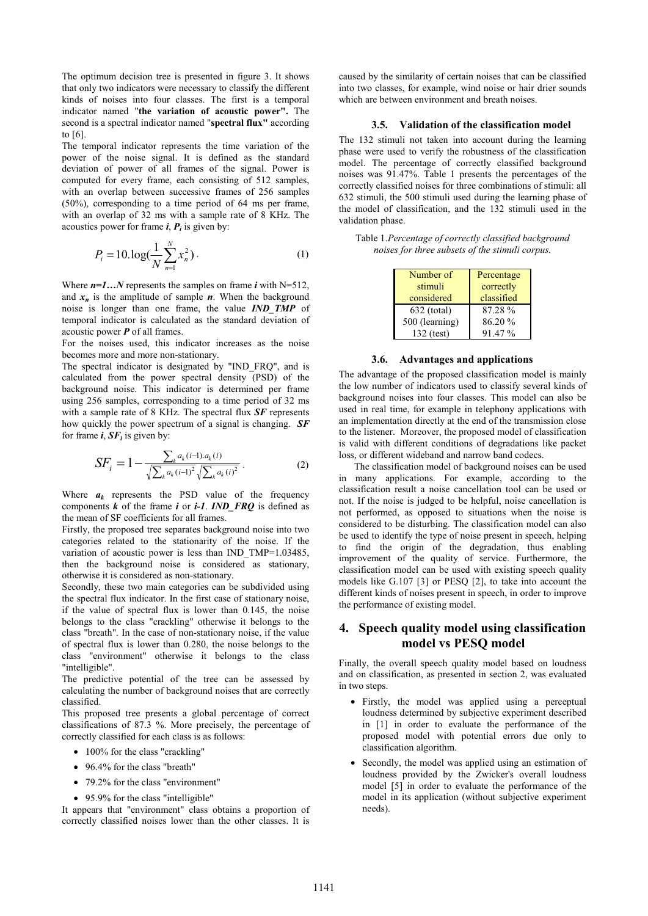The optimum decision tree is presented in figure 3. It shows that only two indicators were necessary to classify the different kinds of noises into four classes. The first is a temporal indicator named "**the variation of acoustic power".** The second is a spectral indicator named "**spectral flux"** according to [6].

The temporal indicator represents the time variation of the power of the noise signal. It is defined as the standard deviation of power of all frames of the signal. Power is computed for every frame, each consisting of 512 samples, with an overlap between successive frames of 256 samples (50%), corresponding to a time period of 64 ms per frame, with an overlap of 32 ms with a sample rate of 8 KHz. The acoustics power for frame $\boldsymbol{i}$, $\boldsymbol{P_i}$ is given by:

$$P_i = 10.\log(\frac{1}{N}\sum_{n=1}^{N} x_n^2) \, . \tag{1}$$

Where $\boldsymbol{n=1\ldots N}$ represents the samples on frame $\boldsymbol{i}$ with N=512, and $\boldsymbol{x_n}$ is the amplitude of sample $\boldsymbol{n}$. When the background noise is longer than one frame, the value ***IND_TMP*** of temporal indicator is calculated as the standard deviation of acoustic power $\boldsymbol{P}$ of all frames.

For the noises used, this indicator increases as the noise becomes more and more non-stationary.

The spectral indicator is designated by "IND_FRQ", and is calculated from the power spectral density (PSD) of the background noise. This indicator is determined per frame using 256 samples, corresponding to a time period of 32 ms with a sample rate of 8 KHz. The spectral flux ***SF*** represents how quickly the power spectrum of a signal is changing. ***SF*** for frame $\boldsymbol{i}$, $\boldsymbol{SF_i}$ is given by:

$$SF_i = 1 - \frac{\sum_k a_k(i-1).a_k(i)}{\sqrt{\sum_k a_k(i-1)^2}\sqrt{\sum_k a_k(i)^2}} \, . \tag{2}$$

Where $\boldsymbol{a_k}$ represents the PSD value of the frequency components $\boldsymbol{k}$ of the frame $\boldsymbol{i}$ or $\boldsymbol{i-1}$. ***IND_FRQ*** is defined as the mean of SF coefficients for all frames.

Firstly, the proposed tree separates background noise into two categories related to the stationarity of the noise. If the variation of acoustic power is less than IND_TMP=1.03485, then the background noise is considered as stationary, otherwise it is considered as non-stationary.

Secondly, these two main categories can be subdivided using the spectral flux indicator. In the first case of stationary noise, if the value of spectral flux is lower than 0.145, the noise belongs to the class "crackling" otherwise it belongs to the class "breath". In the case of non-stationary noise, if the value of spectral flux is lower than 0.280, the noise belongs to the class "environment" otherwise it belongs to the class "intelligible".

The predictive potential of the tree can be assessed by calculating the number of background noises that are correctly classified.

This proposed tree presents a global percentage of correct classifications of 87.3 %. More precisely, the percentage of correctly classified for each class is as follows:

- 100% for the class "crackling"
- 96.4% for the class "breath"
- 79.2% for the class "environment"
- 95.9% for the class "intelligible"

It appears that "environment" class obtains a proportion of correctly classified noises lower than the other classes. It is caused by the similarity of certain noises that can be classified into two classes, for example, wind noise or hair drier sounds which are between environment and breath noises.

### 3.5. Validation of the classification model

The 132 stimuli not taken into account during the learning phase were used to verify the robustness of the classification model. The percentage of correctly classified background noises was 91.47%. Table 1 presents the percentages of the correctly classified noises for three combinations of stimuli: all 632 stimuli, the 500 stimuli used during the learning phase of the model of classification, and the 132 stimuli used in the validation phase.

Table 1.*Percentage of correctly classified background noises for three subsets of the stimuli corpus.*

| Number of stimuli considered | Percentage correctly classified |
|---|---|
| 632 (total) | 87.28 % |
| 500 (learning) | 86.20 % |
| 132 (test) | 91.47 % |

### 3.6. Advantages and applications

The advantage of the proposed classification model is mainly the low number of indicators used to classify several kinds of background noises into four classes. This model can also be used in real time, for example in telephony applications with an implementation directly at the end of the transmission close to the listener. Moreover, the proposed model of classification is valid with different conditions of degradations like packet loss, or different wideband and narrow band codecs.

The classification model of background noises can be used in many applications. For example, according to the classification result a noise cancellation tool can be used or not. If the noise is judged to be helpful, noise cancellation is not performed, as opposed to situations when the noise is considered to be disturbing. The classification model can also be used to identify the type of noise present in speech, helping to find the origin of the degradation, thus enabling improvement of the quality of service. Furthermore, the classification model can be used with existing speech quality models like G.107 [3] or PESQ [2], to take into account the different kinds of noises present in speech, in order to improve the performance of existing model.

## 4. Speech quality model using classification model vs PESQ model

Finally, the overall speech quality model based on loudness and on classification, as presented in section 2, was evaluated in two steps.

- Firstly, the model was applied using a perceptual loudness determined by subjective experiment described in [1] in order to evaluate the performance of the proposed model with potential errors due only to classification algorithm.
- Secondly, the model was applied using an estimation of loudness provided by the Zwicker's overall loudness model [5] in order to evaluate the performance of the model in its application (without subjective experiment needs).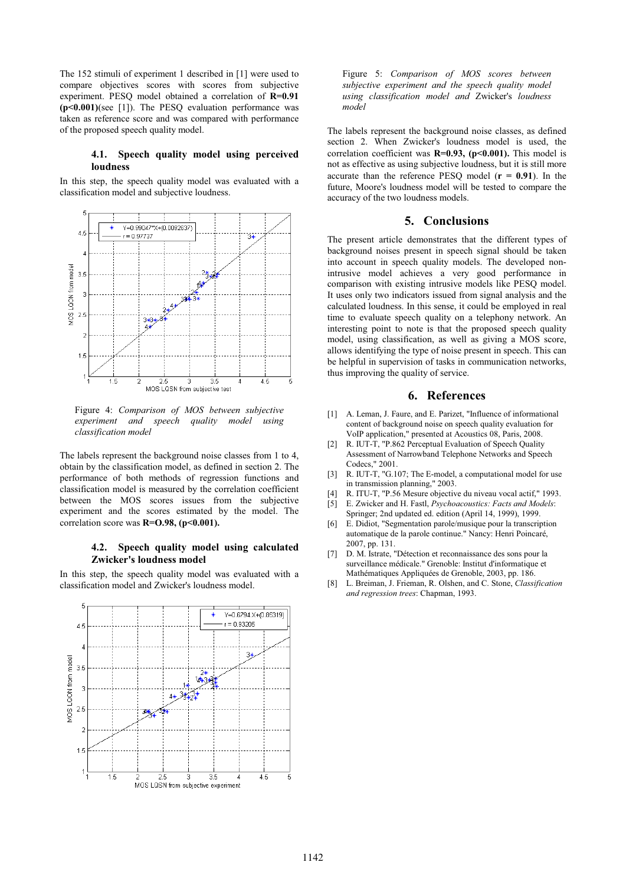The 152 stimuli of experiment 1 described in [1] were used to compare objectives scores with scores from subjective experiment. PESQ model obtained a correlation of **R=0.91 (p<0.001)**(see [1]). The PESQ evaluation performance was taken as reference score and was compared with performance of the proposed speech quality model.

### 4.1. Speech quality model using perceived loudness

In this step, the speech quality model was evaluated with a classification model and subjective loudness.

Y=0.99047*X+(0.0092637)
r = 0.97737
MOS LQON from model
MOS LQSN from subjective test

Figure 4: *Comparison of MOS between subjective experiment and speech quality model using classification model*

The labels represent the background noise classes from 1 to 4, obtain by the classification model, as defined in section 2. The performance of both methods of regression functions and classification model is measured by the correlation coefficient between the MOS scores issues from the subjective experiment and the scores estimated by the model. The correlation score was **R=O.98, (p<0.001).**

### 4.2. Speech quality model using calculated Zwicker's loudness model

In this step, the speech quality model was evaluated with a classification model and Zwicker's loudness model.

Y=0.6794.X+(0.85319)
r = 0.93205
MOS LQON from model
MOS LQSN from subjective experiment

Figure 5: *Comparison of MOS scores between subjective experiment and the speech quality model using classification model and* Zwicker's *loudness model*

The labels represent the background noise classes, as defined section 2. When Zwicker's loudness model is used, the correlation coefficient was **R=0.93, (p<0.001).** This model is not as effective as using subjective loudness, but it is still more accurate than the reference PESQ model (**r = 0.91**). In the future, Moore's loudness model will be tested to compare the accuracy of the two loudness models.

## 5. Conclusions

The present article demonstrates that the different types of background noises present in speech signal should be taken into account in speech quality models. The developed non-intrusive model achieves a very good performance in comparison with existing intrusive models like PESQ model. It uses only two indicators issued from signal analysis and the calculated loudness. In this sense, it could be employed in real time to evaluate speech quality on a telephony network. An interesting point to note is that the proposed speech quality model, using classification, as well as giving a MOS score, allows identifying the type of noise present in speech. This can be helpful in supervision of tasks in communication networks, thus improving the quality of service.

## 6. References

[1] A. Leman, J. Faure, and E. Parizet, "Influence of informational content of background noise on speech quality evaluation for VoIP application," presented at Acoustics 08, Paris, 2008.

[2] R. IUT-T, "P.862 Perceptual Evaluation of Speech Quality Assessment of Narrowband Telephone Networks and Speech Codecs," 2001.

[3] R. IUT-T, "G.107; The E-model, a computational model for use in transmission planning," 2003.

[4] R. ITU-T, "P.56 Mesure objective du niveau vocal actif," 1993.

[5] E. Zwicker and H. Fastl, *Psychoacoustics: Facts and Models*: Springer; 2nd updated ed. edition (April 14, 1999), 1999.

[6] E. Didiot, "Segmentation parole/musique pour la transcription automatique de la parole continue." Nancy: Henri Poincaré, 2007, pp. 131.

[7] D. M. Istrate, "Détection et reconnaissance des sons pour la surveillance médicale." Grenoble: Institut d'informatique et Mathématiques Appliquées de Grenoble, 2003, pp. 186.

[8] L. Breiman, J. Frieman, R. Olshen, and C. Stone, *Classification and regression trees*: Chapman, 1993.